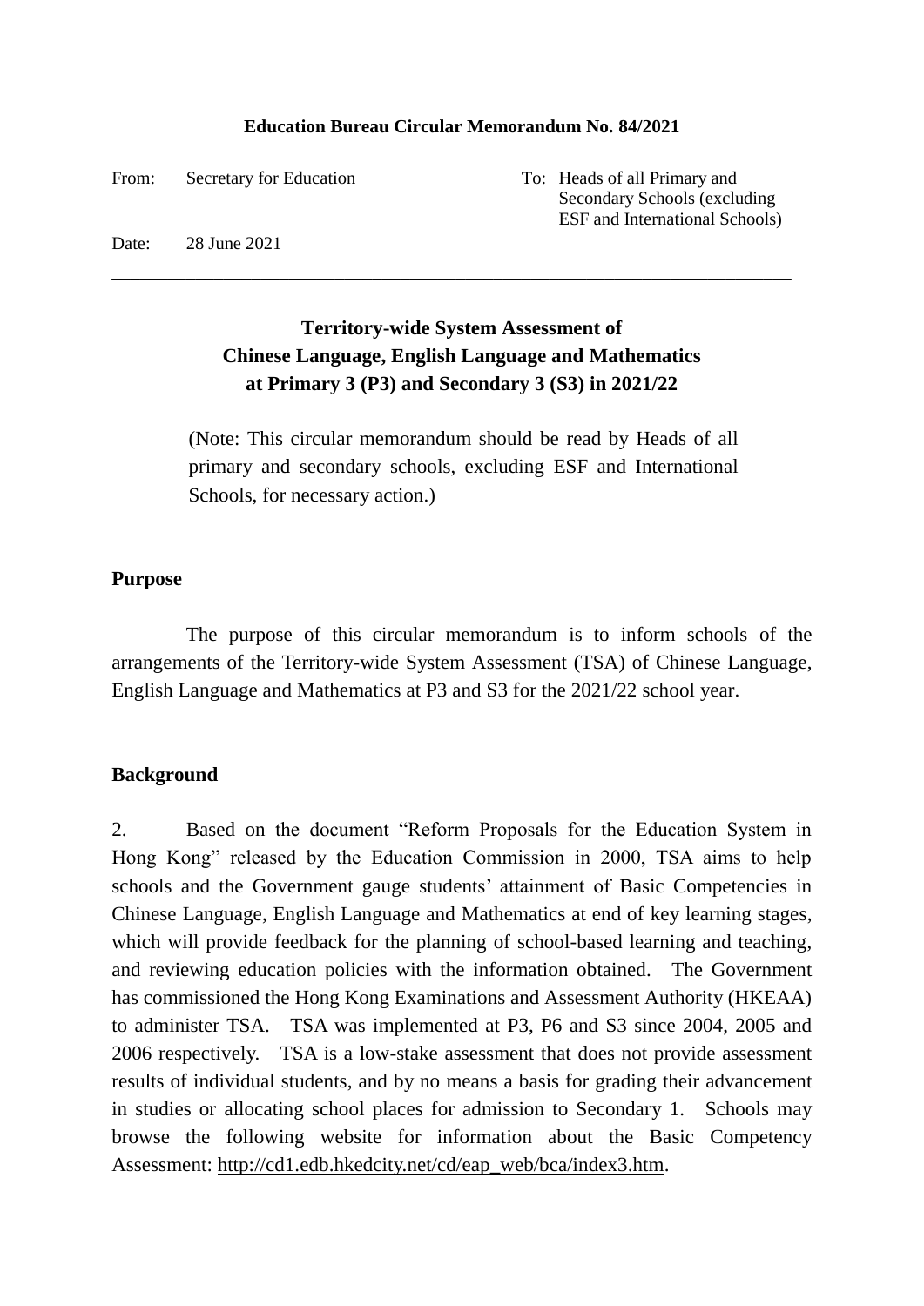**Education Bureau Circular Memorandum No. 84/2021**

From: Secretary for Education

To: Heads of all Primary and Secondary Schools (excluding ESF and International Schools)

Date: 28 June 2021

---

## Territory-wide System Assessment of Chinese Language, English Language and Mathematics at Primary 3 (P3) and Secondary 3 (S3) in 2021/22

(Note: This circular memorandum should be read by Heads of all primary and secondary schools, excluding ESF and International Schools, for necessary action.)

### Purpose

The purpose of this circular memorandum is to inform schools of the arrangements of the Territory-wide System Assessment (TSA) of Chinese Language, English Language and Mathematics at P3 and S3 for the 2021/22 school year.

### Background

2. Based on the document "Reform Proposals for the Education System in Hong Kong" released by the Education Commission in 2000, TSA aims to help schools and the Government gauge students' attainment of Basic Competencies in Chinese Language, English Language and Mathematics at end of key learning stages, which will provide feedback for the planning of school-based learning and teaching, and reviewing education policies with the information obtained. The Government has commissioned the Hong Kong Examinations and Assessment Authority (HKEAA) to administer TSA. TSA was implemented at P3, P6 and S3 since 2004, 2005 and 2006 respectively. TSA is a low-stake assessment that does not provide assessment results of individual students, and by no means a basis for grading their advancement in studies or allocating school places for admission to Secondary 1. Schools may browse the following website for information about the Basic Competency Assessment: http://cd1.edb.hkedcity.net/cd/eap_web/bca/index3.htm.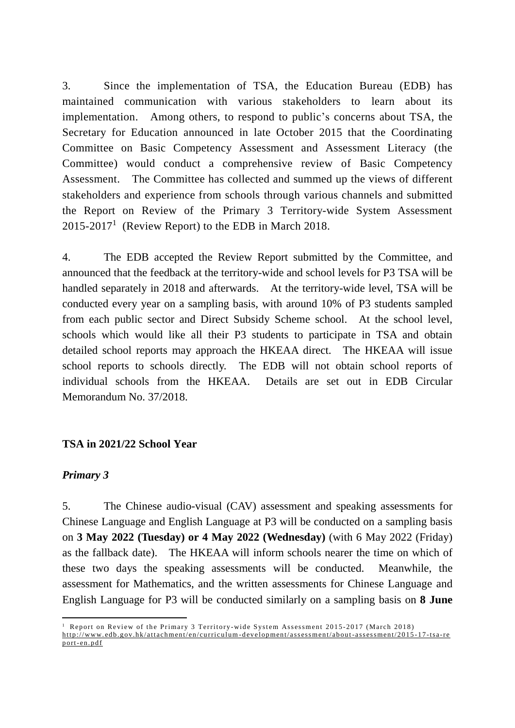3. Since the implementation of TSA, the Education Bureau (EDB) has maintained communication with various stakeholders to learn about its implementation. Among others, to respond to public's concerns about TSA, the Secretary for Education announced in late October 2015 that the Coordinating Committee on Basic Competency Assessment and Assessment Literacy (the Committee) would conduct a comprehensive review of Basic Competency Assessment. The Committee has collected and summed up the views of different stakeholders and experience from schools through various channels and submitted the Report on Review of the Primary 3 Territory-wide System Assessment 2015-2017[1] (Review Report) to the EDB in March 2018.

4. The EDB accepted the Review Report submitted by the Committee, and announced that the feedback at the territory-wide and school levels for P3 TSA will be handled separately in 2018 and afterwards. At the territory-wide level, TSA will be conducted every year on a sampling basis, with around 10% of P3 students sampled from each public sector and Direct Subsidy Scheme school. At the school level, schools which would like all their P3 students to participate in TSA and obtain detailed school reports may approach the HKEAA direct. The HKEAA will issue school reports to schools directly. The EDB will not obtain school reports of individual schools from the HKEAA. Details are set out in EDB Circular Memorandum No. 37/2018.

## TSA in 2021/22 School Year

### *Primary 3*

5. The Chinese audio-visual (CAV) assessment and speaking assessments for Chinese Language and English Language at P3 will be conducted on a sampling basis on **3 May 2022 (Tuesday) or 4 May 2022 (Wednesday)** (with 6 May 2022 (Friday) as the fallback date). The HKEAA will inform schools nearer the time on which of these two days the speaking assessments will be conducted. Meanwhile, the assessment for Mathematics, and the written assessments for Chinese Language and English Language for P3 will be conducted similarly on a sampling basis on **8 June**

---

[1] Report on Review of the Primary 3 Territory-wide System Assessment 2015-2017 (March 2018) http://www.edb.gov.hk/attachment/en/curriculum-development/assessment/about-assessment/2015-17-tsa-report-en.pdf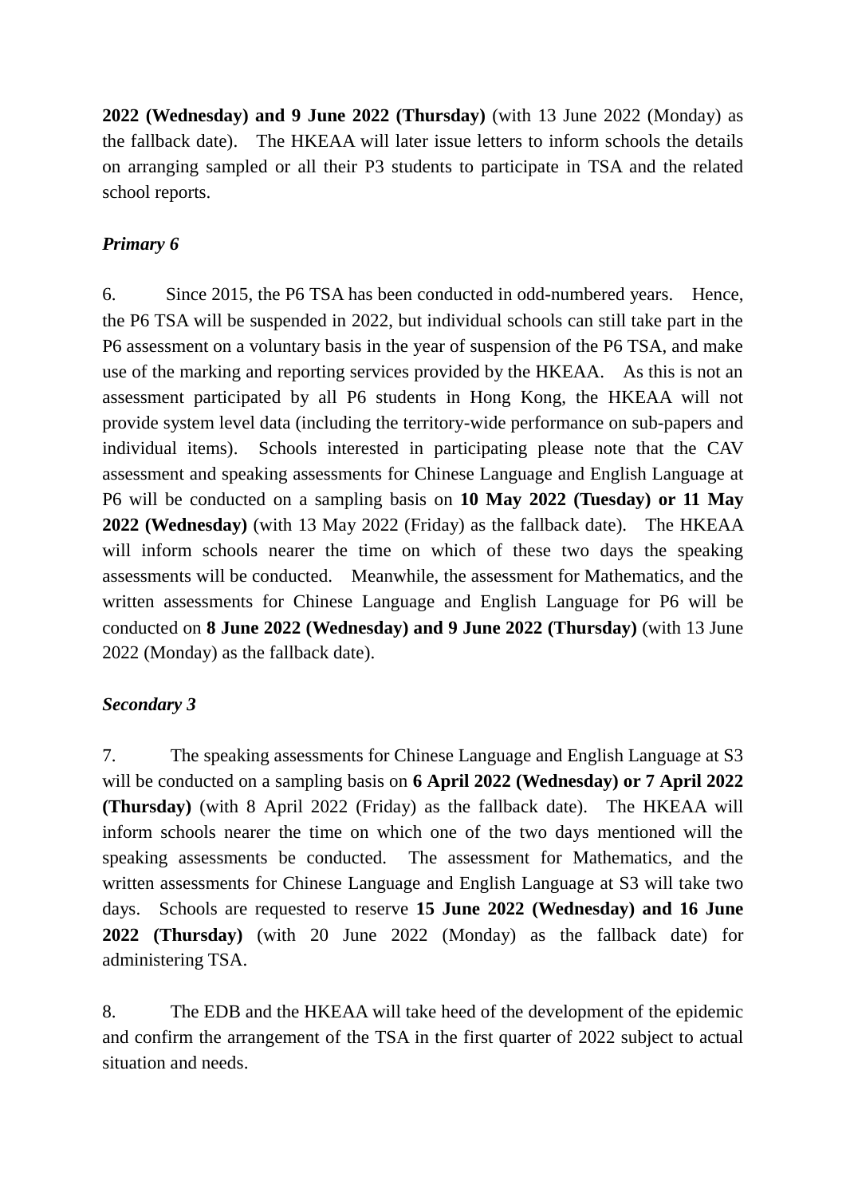**2022 (Wednesday) and 9 June 2022 (Thursday)** (with 13 June 2022 (Monday) as the fallback date). The HKEAA will later issue letters to inform schools the details on arranging sampled or all their P3 students to participate in TSA and the related school reports.

***Primary 6***

6. Since 2015, the P6 TSA has been conducted in odd-numbered years. Hence, the P6 TSA will be suspended in 2022, but individual schools can still take part in the P6 assessment on a voluntary basis in the year of suspension of the P6 TSA, and make use of the marking and reporting services provided by the HKEAA. As this is not an assessment participated by all P6 students in Hong Kong, the HKEAA will not provide system level data (including the territory-wide performance on sub-papers and individual items). Schools interested in participating please note that the CAV assessment and speaking assessments for Chinese Language and English Language at P6 will be conducted on a sampling basis on **10 May 2022 (Tuesday) or 11 May 2022 (Wednesday)** (with 13 May 2022 (Friday) as the fallback date). The HKEAA will inform schools nearer the time on which of these two days the speaking assessments will be conducted. Meanwhile, the assessment for Mathematics, and the written assessments for Chinese Language and English Language for P6 will be conducted on **8 June 2022 (Wednesday) and 9 June 2022 (Thursday)** (with 13 June 2022 (Monday) as the fallback date).

***Secondary 3***

7. The speaking assessments for Chinese Language and English Language at S3 will be conducted on a sampling basis on **6 April 2022 (Wednesday) or 7 April 2022 (Thursday)** (with 8 April 2022 (Friday) as the fallback date). The HKEAA will inform schools nearer the time on which one of the two days mentioned will the speaking assessments be conducted. The assessment for Mathematics, and the written assessments for Chinese Language and English Language at S3 will take two days. Schools are requested to reserve **15 June 2022 (Wednesday) and 16 June 2022 (Thursday)** (with 20 June 2022 (Monday) as the fallback date) for administering TSA.

8. The EDB and the HKEAA will take heed of the development of the epidemic and confirm the arrangement of the TSA in the first quarter of 2022 subject to actual situation and needs.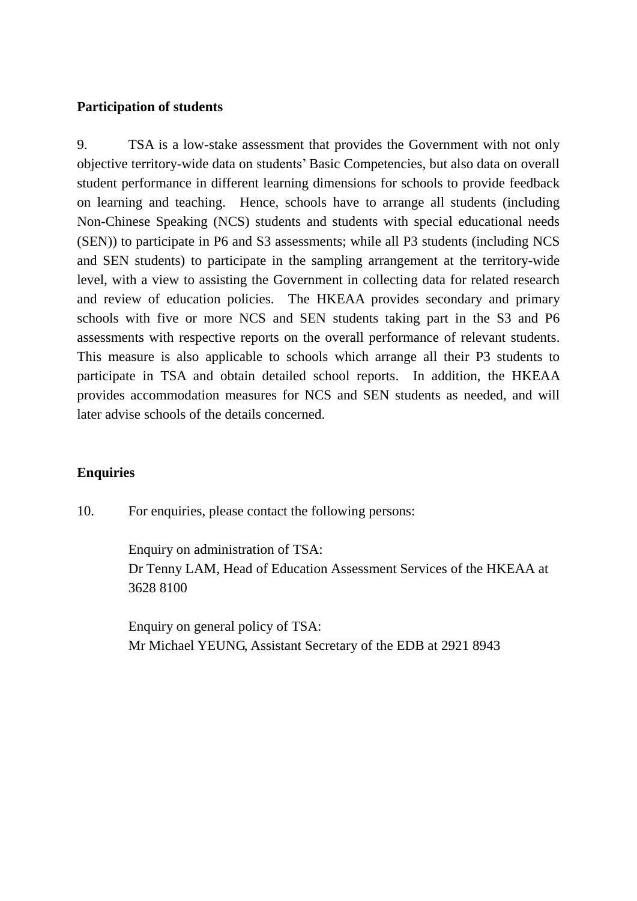**Participation of students**

9. TSA is a low-stake assessment that provides the Government with not only objective territory-wide data on students' Basic Competencies, but also data on overall student performance in different learning dimensions for schools to provide feedback on learning and teaching. Hence, schools have to arrange all students (including Non-Chinese Speaking (NCS) students and students with special educational needs (SEN)) to participate in P6 and S3 assessments; while all P3 students (including NCS and SEN students) to participate in the sampling arrangement at the territory-wide level, with a view to assisting the Government in collecting data for related research and review of education policies. The HKEAA provides secondary and primary schools with five or more NCS and SEN students taking part in the S3 and P6 assessments with respective reports on the overall performance of relevant students. This measure is also applicable to schools which arrange all their P3 students to participate in TSA and obtain detailed school reports. In addition, the HKEAA provides accommodation measures for NCS and SEN students as needed, and will later advise schools of the details concerned.

**Enquiries**

10. For enquiries, please contact the following persons:

Enquiry on administration of TSA:
Dr Tenny LAM, Head of Education Assessment Services of the HKEAA at 3628 8100

Enquiry on general policy of TSA:
Mr Michael YEUNG, Assistant Secretary of the EDB at 2921 8943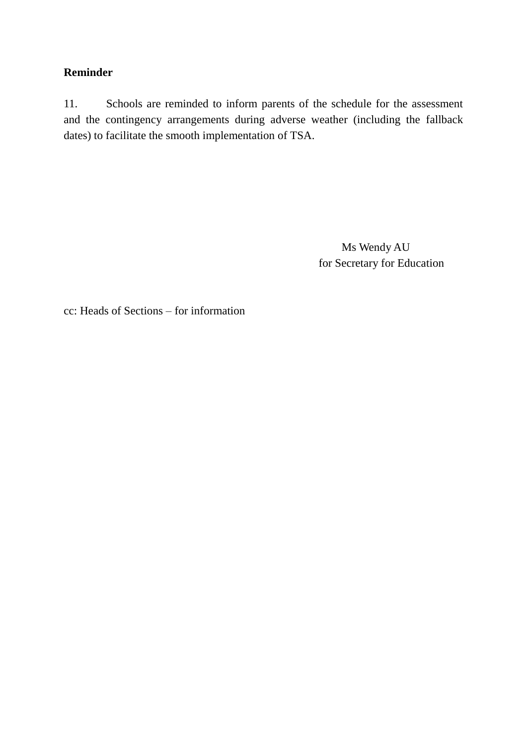**Reminder**

11. Schools are reminded to inform parents of the schedule for the assessment and the contingency arrangements during adverse weather (including the fallback dates) to facilitate the smooth implementation of TSA.

Ms Wendy AU
for Secretary for Education

cc: Heads of Sections – for information